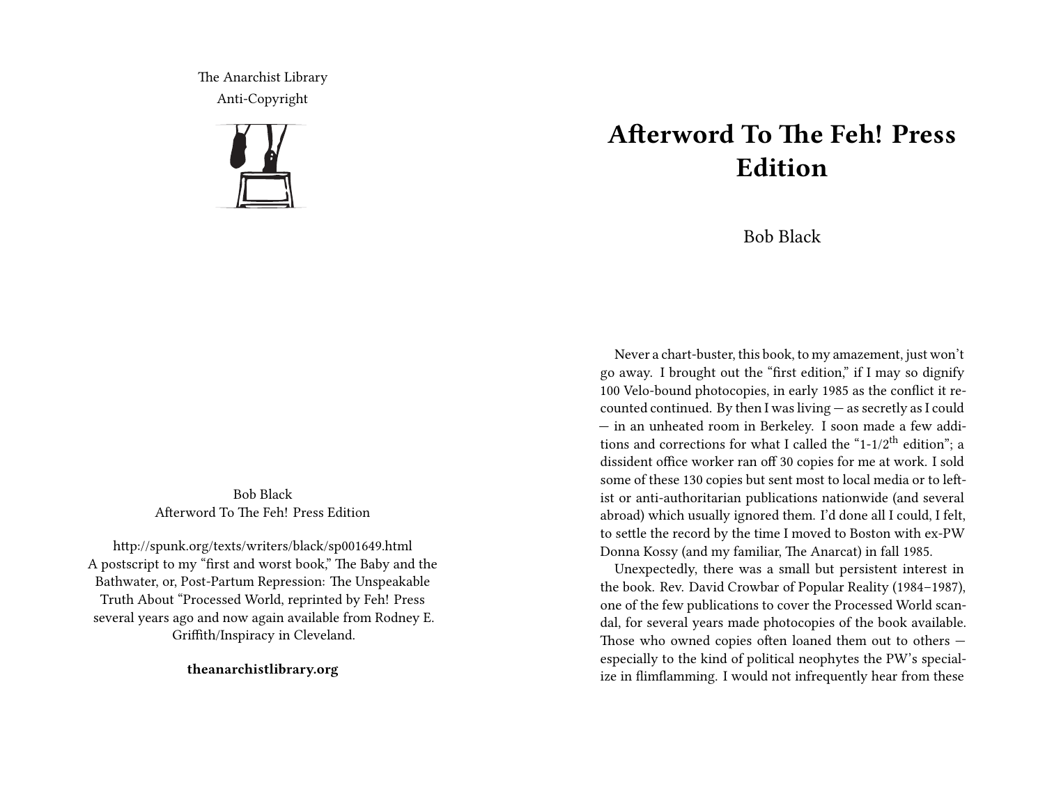The Anarchist Library
Anti-Copyright

Bob Black
Afterword To The Feh! Press Edition

http://spunk.org/texts/writers/black/sp001649.html
A postscript to my "first and worst book," The Baby and the Bathwater, or, Post-Partum Repression: The Unspeakable Truth About "Processed World, reprinted by Feh! Press several years ago and now again available from Rodney E. Griffith/Inspiracy in Cleveland.

**theanarchistlibrary.org**

# Afterword To The Feh! Press Edition

Bob Black

Never a chart-buster, this book, to my amazement, just won't go away. I brought out the "first edition," if I may so dignify 100 Velo-bound photocopies, in early 1985 as the conflict it recounted continued. By then I was living — as secretly as I could — in an unheated room in Berkeley. I soon made a few additions and corrections for what I called the "1-1/2th edition"; a dissident office worker ran off 30 copies for me at work. I sold some of these 130 copies but sent most to local media or to leftist or anti-authoritarian publications nationwide (and several abroad) which usually ignored them. I'd done all I could, I felt, to settle the record by the time I moved to Boston with ex-PW Donna Kossy (and my familiar, The Anarcat) in fall 1985.

Unexpectedly, there was a small but persistent interest in the book. Rev. David Crowbar of Popular Reality (1984–1987), one of the few publications to cover the Processed World scandal, for several years made photocopies of the book available. Those who owned copies often loaned them out to others — especially to the kind of political neophytes the PW's specialize in flimflamming. I would not infrequently hear from these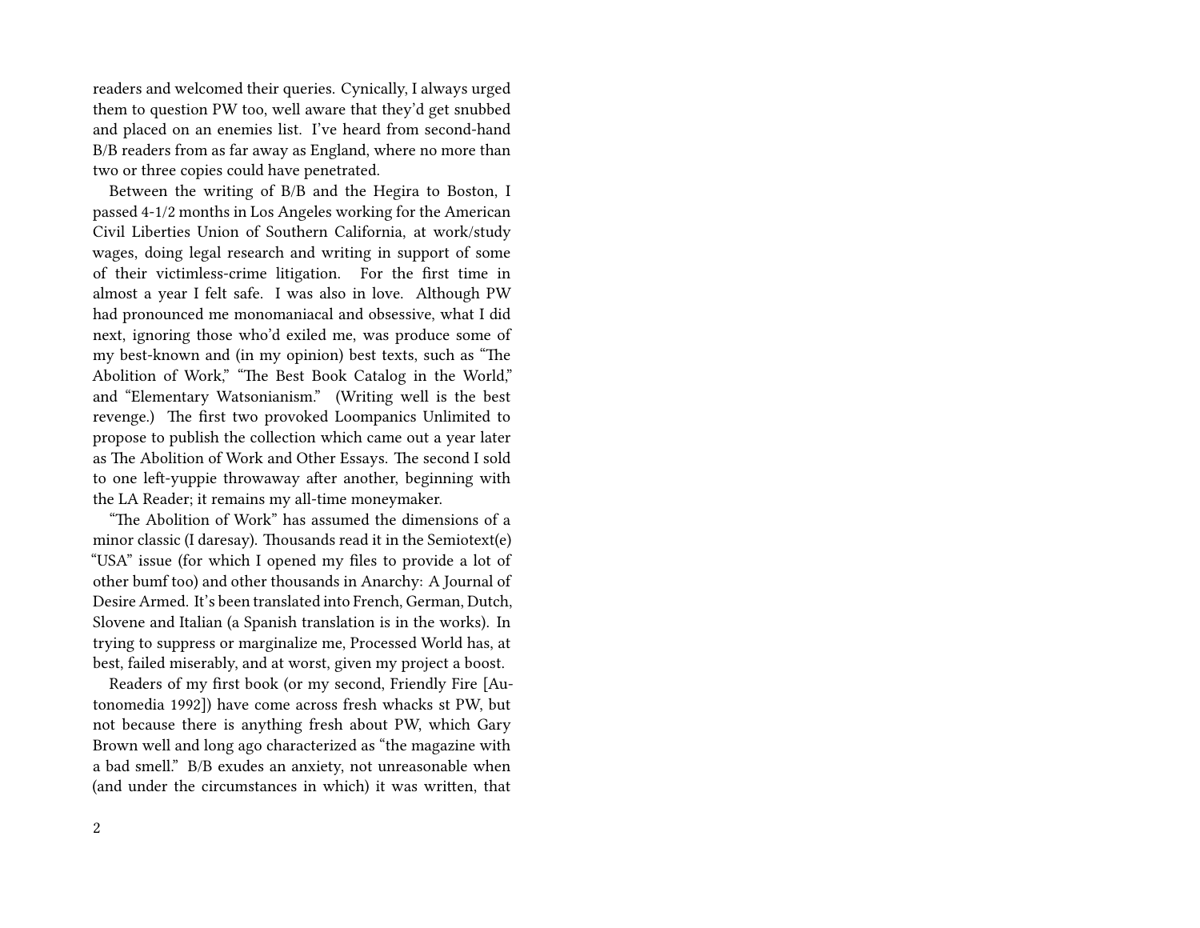readers and welcomed their queries. Cynically, I always urged them to question PW too, well aware that they'd get snubbed and placed on an enemies list. I've heard from second-hand B/B readers from as far away as England, where no more than two or three copies could have penetrated.

Between the writing of B/B and the Hegira to Boston, I passed 4-1/2 months in Los Angeles working for the American Civil Liberties Union of Southern California, at work/study wages, doing legal research and writing in support of some of their victimless-crime litigation. For the first time in almost a year I felt safe. I was also in love. Although PW had pronounced me monomaniacal and obsessive, what I did next, ignoring those who'd exiled me, was produce some of my best-known and (in my opinion) best texts, such as "The Abolition of Work," "The Best Book Catalog in the World," and "Elementary Watsonianism." (Writing well is the best revenge.) The first two provoked Loompanics Unlimited to propose to publish the collection which came out a year later as The Abolition of Work and Other Essays. The second I sold to one left-yuppie throwaway after another, beginning with the LA Reader; it remains my all-time moneymaker.

"The Abolition of Work" has assumed the dimensions of a minor classic (I daresay). Thousands read it in the Semiotext(e) "USA" issue (for which I opened my files to provide a lot of other bumf too) and other thousands in Anarchy: A Journal of Desire Armed. It's been translated into French, German, Dutch, Slovene and Italian (a Spanish translation is in the works). In trying to suppress or marginalize me, Processed World has, at best, failed miserably, and at worst, given my project a boost.

Readers of my first book (or my second, Friendly Fire [Autonomedia 1992]) have come across fresh whacks st PW, but not because there is anything fresh about PW, which Gary Brown well and long ago characterized as "the magazine with a bad smell." B/B exudes an anxiety, not unreasonable when (and under the circumstances in which) it was written, that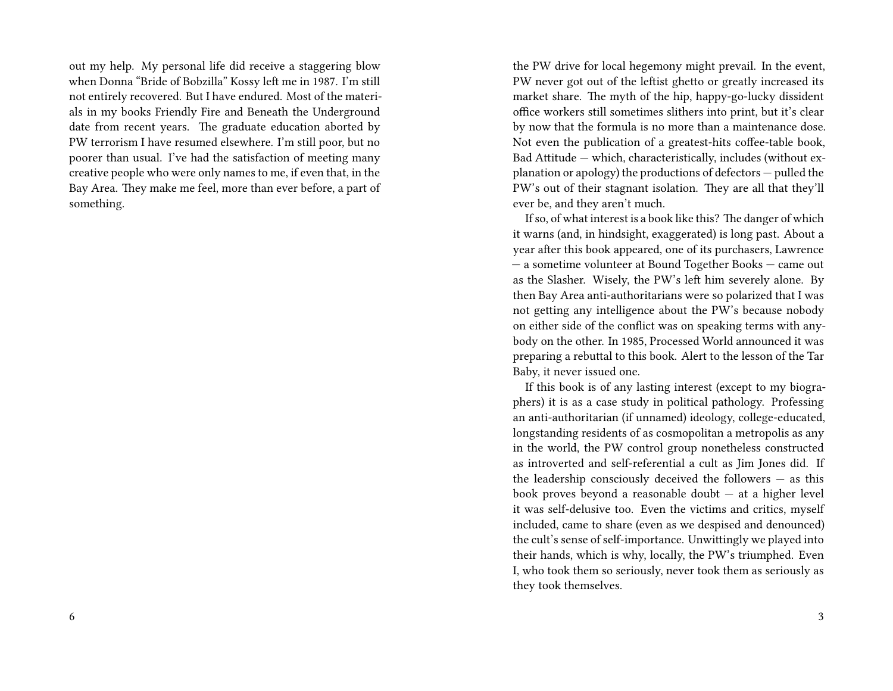out my help. My personal life did receive a staggering blow when Donna "Bride of Bobzilla" Kossy left me in 1987. I'm still not entirely recovered. But I have endured. Most of the materials in my books Friendly Fire and Beneath the Underground date from recent years. The graduate education aborted by PW terrorism I have resumed elsewhere. I'm still poor, but no poorer than usual. I've had the satisfaction of meeting many creative people who were only names to me, if even that, in the Bay Area. They make me feel, more than ever before, a part of something.

the PW drive for local hegemony might prevail. In the event, PW never got out of the leftist ghetto or greatly increased its market share. The myth of the hip, happy-go-lucky dissident office workers still sometimes slithers into print, but it's clear by now that the formula is no more than a maintenance dose. Not even the publication of a greatest-hits coffee-table book, Bad Attitude — which, characteristically, includes (without explanation or apology) the productions of defectors — pulled the PW's out of their stagnant isolation. They are all that they'll ever be, and they aren't much.

If so, of what interest is a book like this? The danger of which it warns (and, in hindsight, exaggerated) is long past. About a year after this book appeared, one of its purchasers, Lawrence — a sometime volunteer at Bound Together Books — came out as the Slasher. Wisely, the PW's left him severely alone. By then Bay Area anti-authoritarians were so polarized that I was not getting any intelligence about the PW's because nobody on either side of the conflict was on speaking terms with anybody on the other. In 1985, Processed World announced it was preparing a rebuttal to this book. Alert to the lesson of the Tar Baby, it never issued one.

If this book is of any lasting interest (except to my biographers) it is as a case study in political pathology. Professing an anti-authoritarian (if unnamed) ideology, college-educated, longstanding residents of as cosmopolitan a metropolis as any in the world, the PW control group nonetheless constructed as introverted and self-referential a cult as Jim Jones did. If the leadership consciously deceived the followers — as this book proves beyond a reasonable doubt — at a higher level it was self-delusive too. Even the victims and critics, myself included, came to share (even as we despised and denounced) the cult's sense of self-importance. Unwittingly we played into their hands, which is why, locally, the PW's triumphed. Even I, who took them so seriously, never took them as seriously as they took themselves.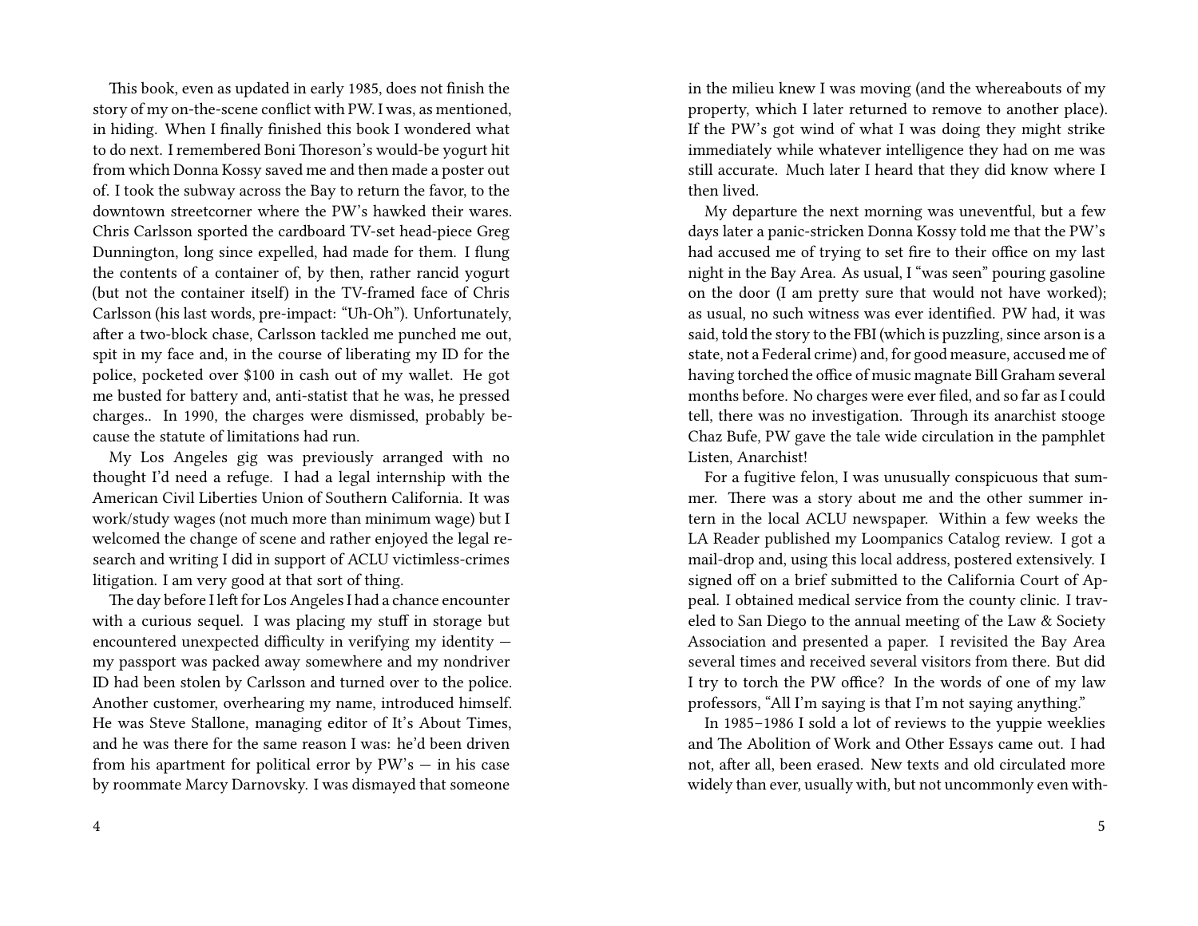This book, even as updated in early 1985, does not finish the story of my on-the-scene conflict with PW. I was, as mentioned, in hiding. When I finally finished this book I wondered what to do next. I remembered Boni Thoreson's would-be yogurt hit from which Donna Kossy saved me and then made a poster out of. I took the subway across the Bay to return the favor, to the downtown streetcorner where the PW's hawked their wares. Chris Carlsson sported the cardboard TV-set head-piece Greg Dunnington, long since expelled, had made for them. I flung the contents of a container of, by then, rather rancid yogurt (but not the container itself) in the TV-framed face of Chris Carlsson (his last words, pre-impact: "Uh-Oh"). Unfortunately, after a two-block chase, Carlsson tackled me punched me out, spit in my face and, in the course of liberating my ID for the police, pocketed over $100 in cash out of my wallet. He got me busted for battery and, anti-statist that he was, he pressed charges.. In 1990, the charges were dismissed, probably because the statute of limitations had run.

My Los Angeles gig was previously arranged with no thought I'd need a refuge. I had a legal internship with the American Civil Liberties Union of Southern California. It was work/study wages (not much more than minimum wage) but I welcomed the change of scene and rather enjoyed the legal research and writing I did in support of ACLU victimless-crimes litigation. I am very good at that sort of thing.

The day before I left for Los Angeles I had a chance encounter with a curious sequel. I was placing my stuff in storage but encountered unexpected difficulty in verifying my identity — my passport was packed away somewhere and my nondriver ID had been stolen by Carlsson and turned over to the police. Another customer, overhearing my name, introduced himself. He was Steve Stallone, managing editor of It's About Times, and he was there for the same reason I was: he'd been driven from his apartment for political error by PW's — in his case by roommate Marcy Darnovsky. I was dismayed that someone in the milieu knew I was moving (and the whereabouts of my property, which I later returned to remove to another place). If the PW's got wind of what I was doing they might strike immediately while whatever intelligence they had on me was still accurate. Much later I heard that they did know where I then lived.

My departure the next morning was uneventful, but a few days later a panic-stricken Donna Kossy told me that the PW's had accused me of trying to set fire to their office on my last night in the Bay Area. As usual, I "was seen" pouring gasoline on the door (I am pretty sure that would not have worked); as usual, no such witness was ever identified. PW had, it was said, told the story to the FBI (which is puzzling, since arson is a state, not a Federal crime) and, for good measure, accused me of having torched the office of music magnate Bill Graham several months before. No charges were ever filed, and so far as I could tell, there was no investigation. Through its anarchist stooge Chaz Bufe, PW gave the tale wide circulation in the pamphlet Listen, Anarchist!

For a fugitive felon, I was unusually conspicuous that summer. There was a story about me and the other summer intern in the local ACLU newspaper. Within a few weeks the LA Reader published my Loompanics Catalog review. I got a mail-drop and, using this local address, postered extensively. I signed off on a brief submitted to the California Court of Appeal. I obtained medical service from the county clinic. I traveled to San Diego to the annual meeting of the Law & Society Association and presented a paper. I revisited the Bay Area several times and received several visitors from there. But did I try to torch the PW office? In the words of one of my law professors, "All I'm saying is that I'm not saying anything."

In 1985–1986 I sold a lot of reviews to the yuppie weeklies and The Abolition of Work and Other Essays came out. I had not, after all, been erased. New texts and old circulated more widely than ever, usually with, but not uncommonly even with-